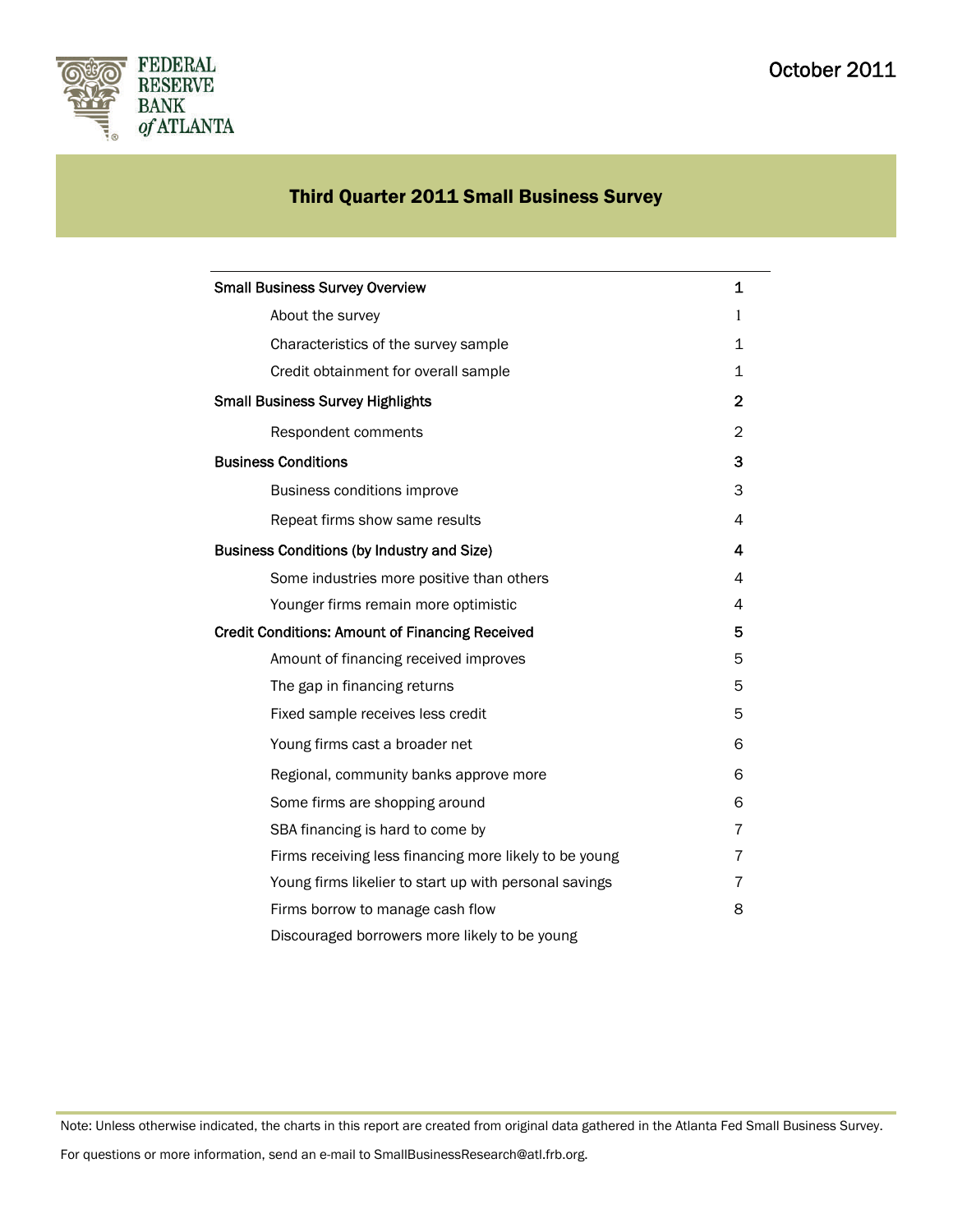October 2011

FEDERAL RESERVE BANK of ATLANTA

# Third Quarter 2011 Small Business Survey

| | |
|---|---|
| **Small Business Survey Overview** | **1** |
| About the survey | 1 |
| Characteristics of the survey sample | 1 |
| Credit obtainment for overall sample | 1 |
| **Small Business Survey Highlights** | **2** |
| Respondent comments | 2 |
| **Business Conditions** | **3** |
| Business conditions improve | 3 |
| Repeat firms show same results | 4 |
| **Business Conditions (by Industry and Size)** | **4** |
| Some industries more positive than others | 4 |
| Younger firms remain more optimistic | 4 |
| **Credit Conditions: Amount of Financing Received** | **5** |
| Amount of financing received improves | 5 |
| The gap in financing returns | 5 |
| Fixed sample receives less credit | 5 |
| Young firms cast a broader net | 6 |
| Regional, community banks approve more | 6 |
| Some firms are shopping around | 6 |
| SBA financing is hard to come by | 7 |
| Firms receiving less financing more likely to be young | 7 |
| Young firms likelier to start up with personal savings | 7 |
| Firms borrow to manage cash flow | 8 |
| Discouraged borrowers more likely to be young | |

Note: Unless otherwise indicated, the charts in this report are created from original data gathered in the Atlanta Fed Small Business Survey.

For questions or more information, send an e-mail to SmallBusinessResearch@atl.frb.org.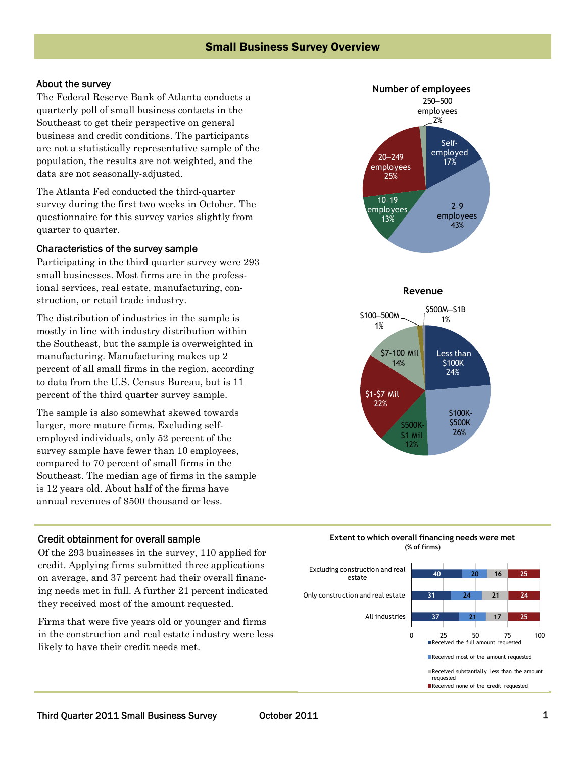## Small Business Survey Overview

### About the survey

The Federal Reserve Bank of Atlanta conducts a quarterly poll of small business contacts in the Southeast to get their perspective on general business and credit conditions. The participants are not a statistically representative sample of the population, the results are not weighted, and the data are not seasonally-adjusted.

The Atlanta Fed conducted the third-quarter survey during the first two weeks in October. The questionnaire for this survey varies slightly from quarter to quarter.

### Characteristics of the survey sample

Participating in the third quarter survey were 293 small businesses. Most firms are in the professional services, real estate, manufacturing, construction, or retail trade industry.

The distribution of industries in the sample is mostly in line with industry distribution within the Southeast, but the sample is overweighted in manufacturing. Manufacturing makes up 2 percent of all small firms in the region, according to data from the U.S. Census Bureau, but is 11 percent of the third quarter survey sample.

The sample is also somewhat skewed towards larger, more mature firms. Excluding self-employed individuals, only 52 percent of the survey sample have fewer than 10 employees, compared to 70 percent of small firms in the Southeast. The median age of firms in the sample is 12 years old. About half of the firms have annual revenues of $500 thousand or less.

**Number of employees**

| Category | % |
|---|---|
| Self-employed | 17% |
| 2–9 employees | 43% |
| 10–19 employees | 13% |
| 20–249 employees | 25% |
| 250–500 employees | 2% |

**Revenue**

| Category | % |
|---|---|
| Less than $100K | 24% |
| $100K-$500K | 26% |
| $500K-$1 Mil | 12% |
| $1-$7 Mil | 22% |
| $7-100 Mil | 14% |
| $100–500M | 1% |
| $500M–$1B | 1% |

### Credit obtainment for overall sample

Of the 293 businesses in the survey, 110 applied for credit. Applying firms submitted three applications on average, and 37 percent had their overall financing needs met in full. A further 21 percent indicated they received most of the amount requested.

Firms that were five years old or younger and firms in the construction and real estate industry were less likely to have their credit needs met.

**Extent to which overall financing needs were met** (% of firms)

| | Received the full amount requested | Received most of the amount requested | Received substantially less than the amount requested | Received none of the credit requested |
|---|---|---|---|---|
| Excluding construction and real estate | 40 | 20 | 16 | 25 |
| Only construction and real estate | 31 | 24 | 21 | 24 |
| All industries | 37 | 21 | 17 | 25 |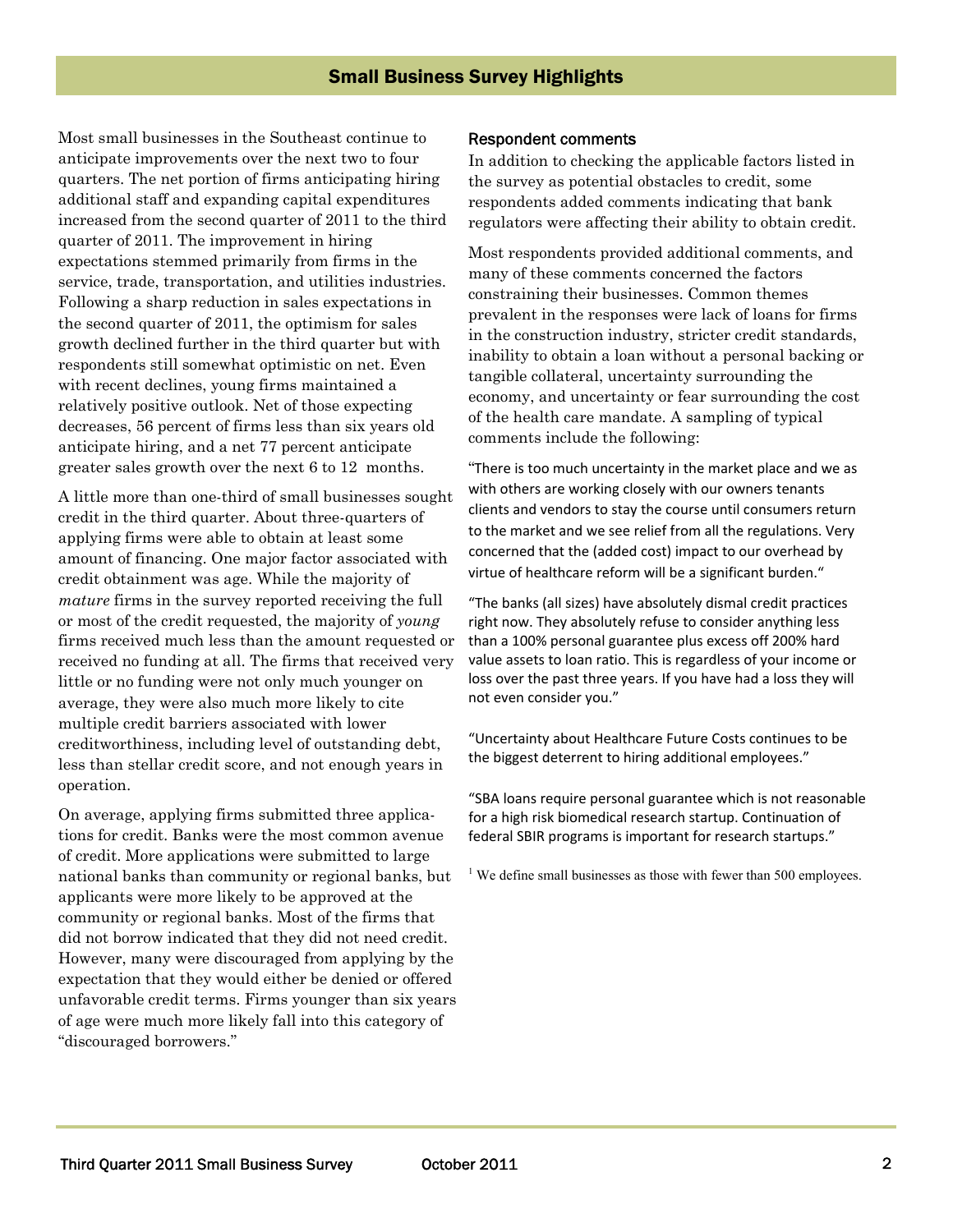## Small Business Survey Highlights

Most small businesses in the Southeast continue to anticipate improvements over the next two to four quarters. The net portion of firms anticipating hiring additional staff and expanding capital expenditures increased from the second quarter of 2011 to the third quarter of 2011. The improvement in hiring expectations stemmed primarily from firms in the service, trade, transportation, and utilities industries. Following a sharp reduction in sales expectations in the second quarter of 2011, the optimism for sales growth declined further in the third quarter but with respondents still somewhat optimistic on net. Even with recent declines, young firms maintained a relatively positive outlook. Net of those expecting decreases, 56 percent of firms less than six years old anticipate hiring, and a net 77 percent anticipate greater sales growth over the next 6 to 12 months.

A little more than one-third of small businesses sought credit in the third quarter. About three-quarters of applying firms were able to obtain at least some amount of financing. One major factor associated with credit obtainment was age. While the majority of *mature* firms in the survey reported receiving the full or most of the credit requested, the majority of *young* firms received much less than the amount requested or received no funding at all. The firms that received very little or no funding were not only much younger on average, they were also much more likely to cite multiple credit barriers associated with lower creditworthiness, including level of outstanding debt, less than stellar credit score, and not enough years in operation.

On average, applying firms submitted three applications for credit. Banks were the most common avenue of credit. More applications were submitted to large national banks than community or regional banks, but applicants were more likely to be approved at the community or regional banks. Most of the firms that did not borrow indicated that they did not need credit. However, many were discouraged from applying by the expectation that they would either be denied or offered unfavorable credit terms. Firms younger than six years of age were much more likely fall into this category of "discouraged borrowers."

### Respondent comments

In addition to checking the applicable factors listed in the survey as potential obstacles to credit, some respondents added comments indicating that bank regulators were affecting their ability to obtain credit.

Most respondents provided additional comments, and many of these comments concerned the factors constraining their businesses. Common themes prevalent in the responses were lack of loans for firms in the construction industry, stricter credit standards, inability to obtain a loan without a personal backing or tangible collateral, uncertainty surrounding the economy, and uncertainty or fear surrounding the cost of the health care mandate. A sampling of typical comments include the following:

"There is too much uncertainty in the market place and we as with others are working closely with our owners tenants clients and vendors to stay the course until consumers return to the market and we see relief from all the regulations. Very concerned that the (added cost) impact to our overhead by virtue of healthcare reform will be a significant burden."

"The banks (all sizes) have absolutely dismal credit practices right now. They absolutely refuse to consider anything less than a 100% personal guarantee plus excess off 200% hard value assets to loan ratio. This is regardless of your income or loss over the past three years. If you have had a loss they will not even consider you."

"Uncertainty about Healthcare Future Costs continues to be the biggest deterrent to hiring additional employees."

"SBA loans require personal guarantee which is not reasonable for a high risk biomedical research startup. Continuation of federal SBIR programs is important for research startups."

[1] We define small businesses as those with fewer than 500 employees.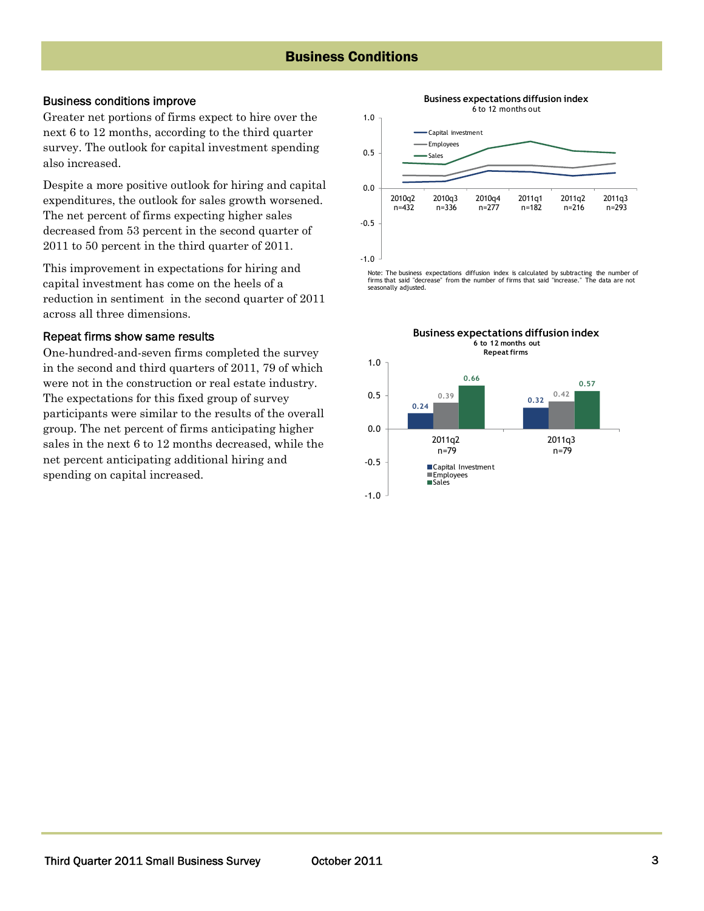## Business Conditions

### Business conditions improve

Greater net portions of firms expect to hire over the next 6 to 12 months, according to the third quarter survey. The outlook for capital investment spending also increased.

Despite a more positive outlook for hiring and capital expenditures, the outlook for sales growth worsened. The net percent of firms expecting higher sales decreased from 53 percent in the second quarter of 2011 to 50 percent in the third quarter of 2011.

This improvement in expectations for hiring and capital investment has come on the heels of a reduction in sentiment in the second quarter of 2011 across all three dimensions.

### Repeat firms show same results

One-hundred-and-seven firms completed the survey in the second and third quarters of 2011, 79 of which were not in the construction or real estate industry. The expectations for this fixed group of survey participants were similar to the results of the overall group. The net percent of firms anticipating higher sales in the next 6 to 12 months decreased, while the net percent anticipating additional hiring and spending on capital increased.

**Business expectations diffusion index**
6 to 12 months out

Series: Capital investment, Employees, Sales
Periods: 2010q2 (n=432), 2010q3 (n=336), 2010q4 (n=277), 2011q1 (n=182), 2011q2 (n=216), 2011q3 (n=293)

Note: The business expectations diffusion index is calculated by subtracting the number of firms that said "decrease" from the number of firms that said "increase." The data are not seasonally adjusted.

**Business expectations diffusion index**
6 to 12 months out
Repeat firms

| | Capital Investment | Employees | Sales |
|---|---|---|---|
| 2011q2 n=79 | 0.24 | 0.39 | 0.66 |
| 2011q3 n=79 | 0.32 | 0.42 | 0.57 |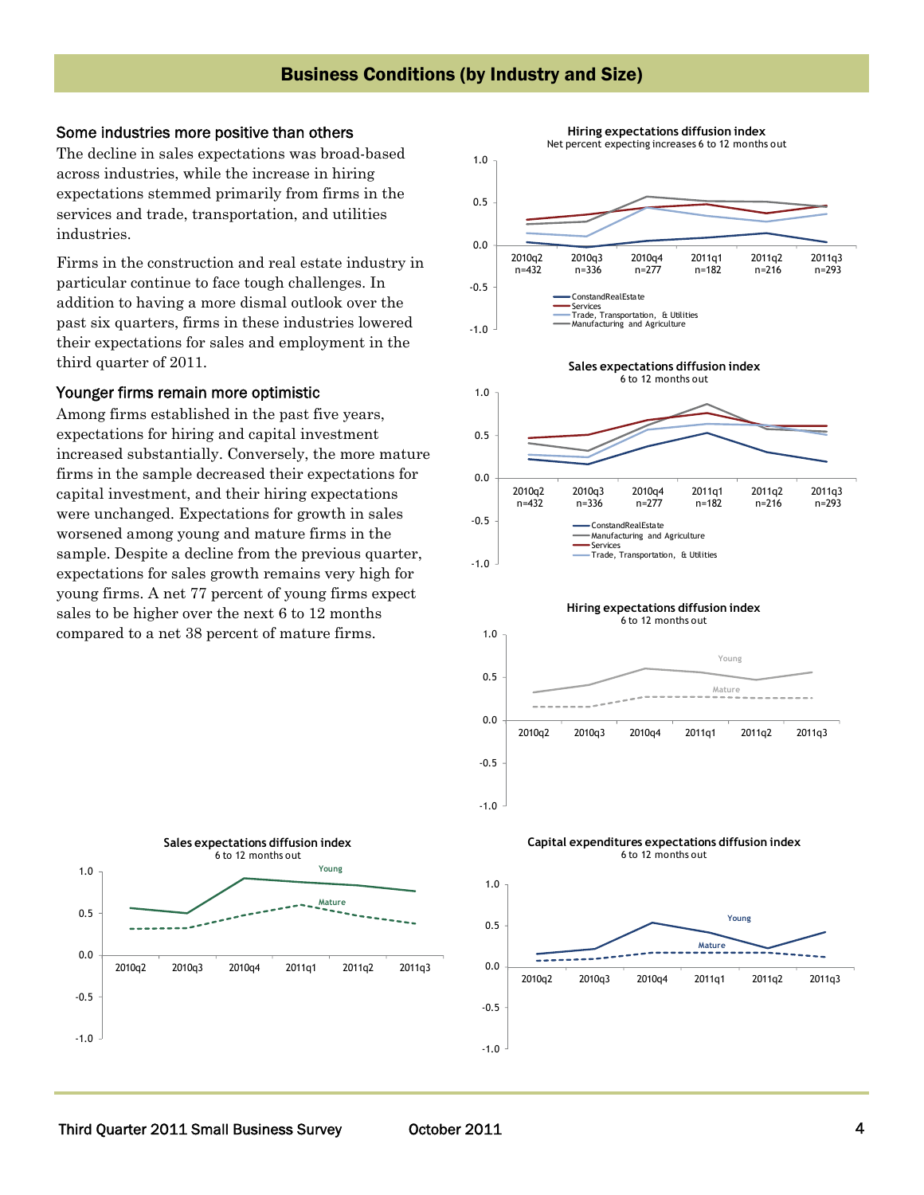## Business Conditions (by Industry and Size)

### Some industries more positive than others

The decline in sales expectations was broad-based across industries, while the increase in hiring expectations stemmed primarily from firms in the services and trade, transportation, and utilities industries.

Firms in the construction and real estate industry in particular continue to face tough challenges. In addition to having a more dismal outlook over the past six quarters, firms in these industries lowered their expectations for sales and employment in the third quarter of 2011.

### Younger firms remain more optimistic

Among firms established in the past five years, expectations for hiring and capital investment increased substantially. Conversely, the more mature firms in the sample decreased their expectations for capital investment, and their hiring expectations were unchanged. Expectations for growth in sales worsened among young and mature firms in the sample. Despite a decline from the previous quarter, expectations for sales growth remains very high for young firms. A net 77 percent of young firms expect sales to be higher over the next 6 to 12 months compared to a net 38 percent of mature firms.

**Hiring expectations diffusion index**
Net percent expecting increases 6 to 12 months out

2010q2 n=432, 2010q3 n=336, 2010q4 n=277, 2011q1 n=182, 2011q2 n=216, 2011q3 n=293

Legend: ConstandRealEstate; Services; Trade, Transportation, & Utilities; Manufacturing and Agriculture

**Sales expectations diffusion index**
6 to 12 months out

2010q2 n=432, 2010q3 n=336, 2010q4 n=277, 2011q1 n=182, 2011q2 n=216, 2011q3 n=293

Legend: ConstandRealEstate; Manufacturing and Agriculture; Services; Trade, Transportation, & Utilities

**Hiring expectations diffusion index**
6 to 12 months out

Legend: Young; Mature

**Sales expectations diffusion index**
6 to 12 months out

Legend: Young; Mature

**Capital expenditures expectations diffusion index**
6 to 12 months out

Legend: Young; Mature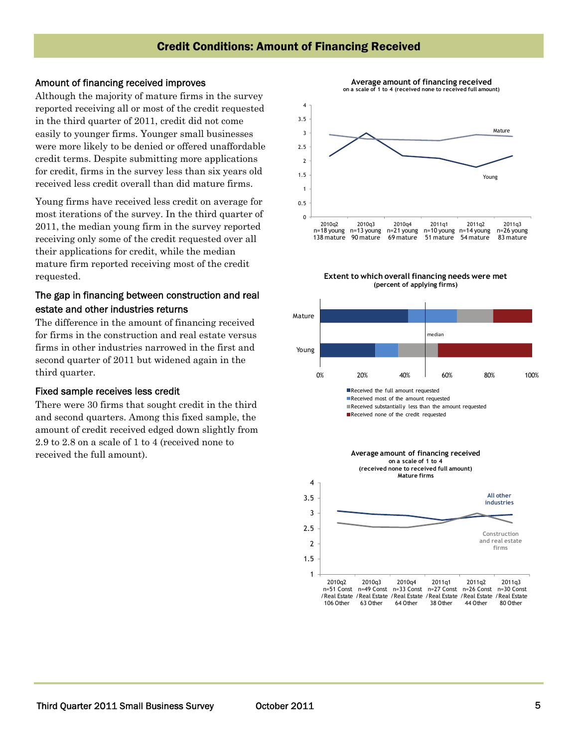# Credit Conditions: Amount of Financing Received

## Amount of financing received improves

Although the majority of mature firms in the survey reported receiving all or most of the credit requested in the third quarter of 2011, credit did not come easily to younger firms. Younger small businesses were more likely to be denied or offered unaffordable credit terms. Despite submitting more applications for credit, firms in the survey less than six years old received less credit overall than did mature firms.

Young firms have received less credit on average for most iterations of the survey. In the third quarter of 2011, the median young firm in the survey reported receiving only some of the credit requested over all their applications for credit, while the median mature firm reported receiving most of the credit requested.

## The gap in financing between construction and real estate and other industries returns

The difference in the amount of financing received for firms in the construction and real estate versus firms in other industries narrowed in the first and second quarter of 2011 but widened again in the third quarter.

## Fixed sample receives less credit

There were 30 firms that sought credit in the third and second quarters. Among this fixed sample, the amount of credit received edged down slightly from 2.9 to 2.8 on a scale of 1 to 4 (received none to received the full amount).

**Average amount of financing received**
on a scale of 1 to 4 (received none to received full amount)

| | 2010q2 | 2010q3 | 2010q4 | 2011q1 | 2011q2 | 2011q3 |
|---|---|---|---|---|---|---|
| Sample | n=18 young, 138 mature | n=13 young, 90 mature | n=21 young, 69 mature | n=10 young, 51 mature | n=14 young, 54 mature | n=26 young, 83 mature |

**Extent to which overall financing needs were met**
(percent of applying firms)

- Received the full amount requested
- Received most of the amount requested
- Received substantially less than the amount requested
- Received none of the credit requested

**Average amount of financing received**
on a scale of 1 to 4
(received none to received full amount)
Mature firms

| | 2010q2 | 2010q3 | 2010q4 | 2011q1 | 2011q2 | 2011q3 |
|---|---|---|---|---|---|---|
| Sample | n=51 Const /Real Estate, 106 Other | n=49 Const /Real Estate, 63 Other | n=33 Const /Real Estate, 64 Other | n=27 Const /Real Estate, 38 Other | n=26 Const /Real Estate, 44 Other | n=30 Const /Real Estate, 80 Other |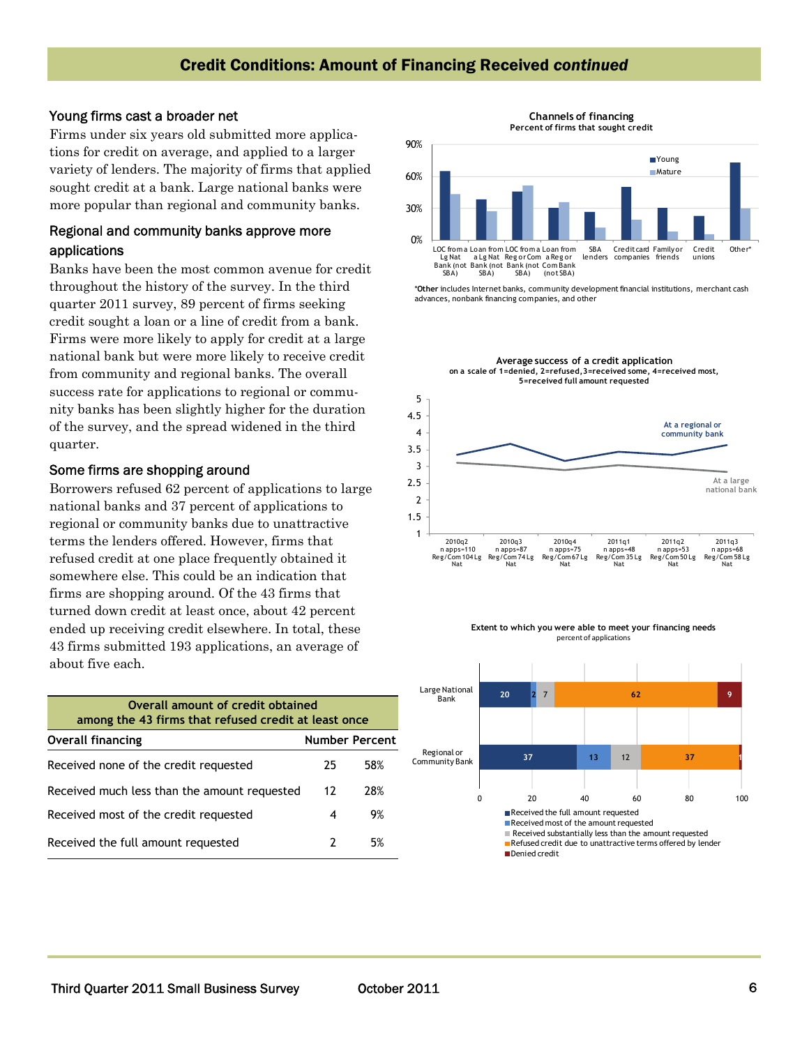## Credit Conditions: Amount of Financing Received *continued*

### Young firms cast a broader net

Firms under six years old submitted more applications for credit on average, and applied to a larger variety of lenders. The majority of firms that applied sought credit at a bank. Large national banks were more popular than regional and community banks.

### Regional and community banks approve more applications

Banks have been the most common avenue for credit throughout the history of the survey. In the third quarter 2011 survey, 89 percent of firms seeking credit sought a loan or a line of credit from a bank. Firms were more likely to apply for credit at a large national bank but were more likely to receive credit from community and regional banks. The overall success rate for applications to regional or community banks has been slightly higher for the duration of the survey, and the spread widened in the third quarter.

### Some firms are shopping around

Borrowers refused 62 percent of applications to large national banks and 37 percent of applications to regional or community banks due to unattractive terms the lenders offered. However, firms that refused credit at one place frequently obtained it somewhere else. This could be an indication that firms are shopping around. Of the 43 firms that turned down credit at least once, about 42 percent ended up receiving credit elsewhere. In total, these 43 firms submitted 193 applications, an average of about five each.

**Overall amount of credit obtained among the 43 firms that refused credit at least once**

| Overall financing | Number | Percent |
|---|---|---|
| Received none of the credit requested | 25 | 58% |
| Received much less than the amount requested | 12 | 28% |
| Received most of the credit requested | 4 | 9% |
| Received the full amount requested | 2 | 5% |

**Channels of financing**
Percent of firms that sought credit

*Other includes Internet banks, community development financial institutions, merchant cash advances, nonbank financing companies, and other

**Average success of a credit application**
on a scale of 1=denied, 2=refused, 3=received some, 4=received most, 5=received full amount requested

| Quarter | Applications |
|---|---|
| 2010q2 | n apps=110 Reg/Com 104 Lg Nat |
| 2010q3 | n apps=87 Reg/Com 74 Lg Nat |
| 2010q4 | n apps=75 Reg/Com 67 Lg Nat |
| 2011q1 | n apps=48 Reg/Com 35 Lg Nat |
| 2011q2 | n apps=53 Reg/Com 50 Lg Nat |
| 2011q3 | n apps=68 Reg/Com 58 Lg Nat |

**Extent to which you were able to meet your financing needs**
percent of applications

| | Received the full amount requested | Received most of the amount requested | Received substantially less than the amount requested | Refused credit due to unattractive terms offered by lender | Denied credit |
|---|---|---|---|---|---|
| Large National Bank | 20 | 2 | 7 | 62 | 9 |
| Regional or Community Bank | 37 | 13 | 12 | 37 | 1 |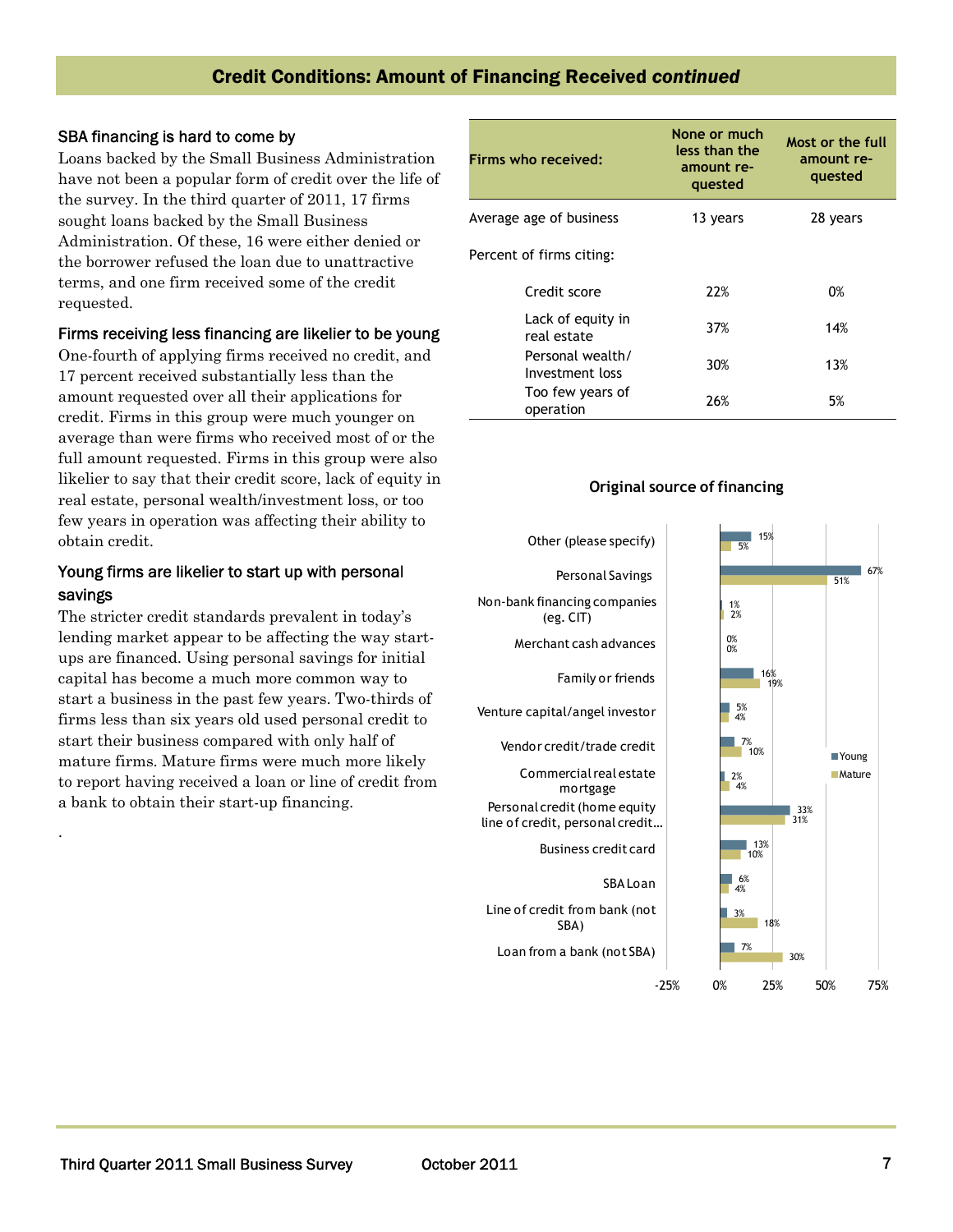## Credit Conditions: Amount of Financing Received *continued*

### SBA financing is hard to come by

Loans backed by the Small Business Administration have not been a popular form of credit over the life of the survey. In the third quarter of 2011, 17 firms sought loans backed by the Small Business Administration. Of these, 16 were either denied or the borrower refused the loan due to unattractive terms, and one firm received some of the credit requested.

### Firms receiving less financing are likelier to be young

One-fourth of applying firms received no credit, and 17 percent received substantially less than the amount requested over all their applications for credit. Firms in this group were much younger on average than were firms who received most of or the full amount requested. Firms in this group were also likelier to say that their credit score, lack of equity in real estate, personal wealth/investment loss, or too few years in operation was affecting their ability to obtain credit.

### Young firms are likelier to start up with personal savings

The stricter credit standards prevalent in today's lending market appear to be affecting the way start-ups are financed. Using personal savings for initial capital has become a much more common way to start a business in the past few years. Two-thirds of firms less than six years old used personal credit to start their business compared with only half of mature firms. Mature firms were much more likely to report having received a loan or line of credit from a bank to obtain their start-up financing.

| Firms who received: | None or much less than the amount requested | Most or the full amount requested |
|---|---|---|
| Average age of business | 13 years | 28 years |
| Percent of firms citing: | | |
| Credit score | 22% | 0% |
| Lack of equity in real estate | 37% | 14% |
| Personal wealth/ Investment loss | 30% | 13% |
| Too few years of operation | 26% | 5% |

**Original source of financing**

| Source | Young | Mature |
|---|---|---|
| Other (please specify) | 15% | 5% |
| Personal Savings | 67% | 51% |
| Non-bank financing companies (eg. CIT) | 1% | 2% |
| Merchant cash advances | 0% | 0% |
| Family or friends | 16% | 19% |
| Venture capital/angel investor | 5% | 4% |
| Vendor credit/trade credit | 7% | 10% |
| Commercial real estate mortgage | 2% | 4% |
| Personal credit (home equity line of credit, personal credit... | 33% | 31% |
| Business credit card | 13% | 10% |
| SBA Loan | 6% | 4% |
| Line of credit from bank (not SBA) | 3% | 18% |
| Loan from a bank (not SBA) | 7% | 30% |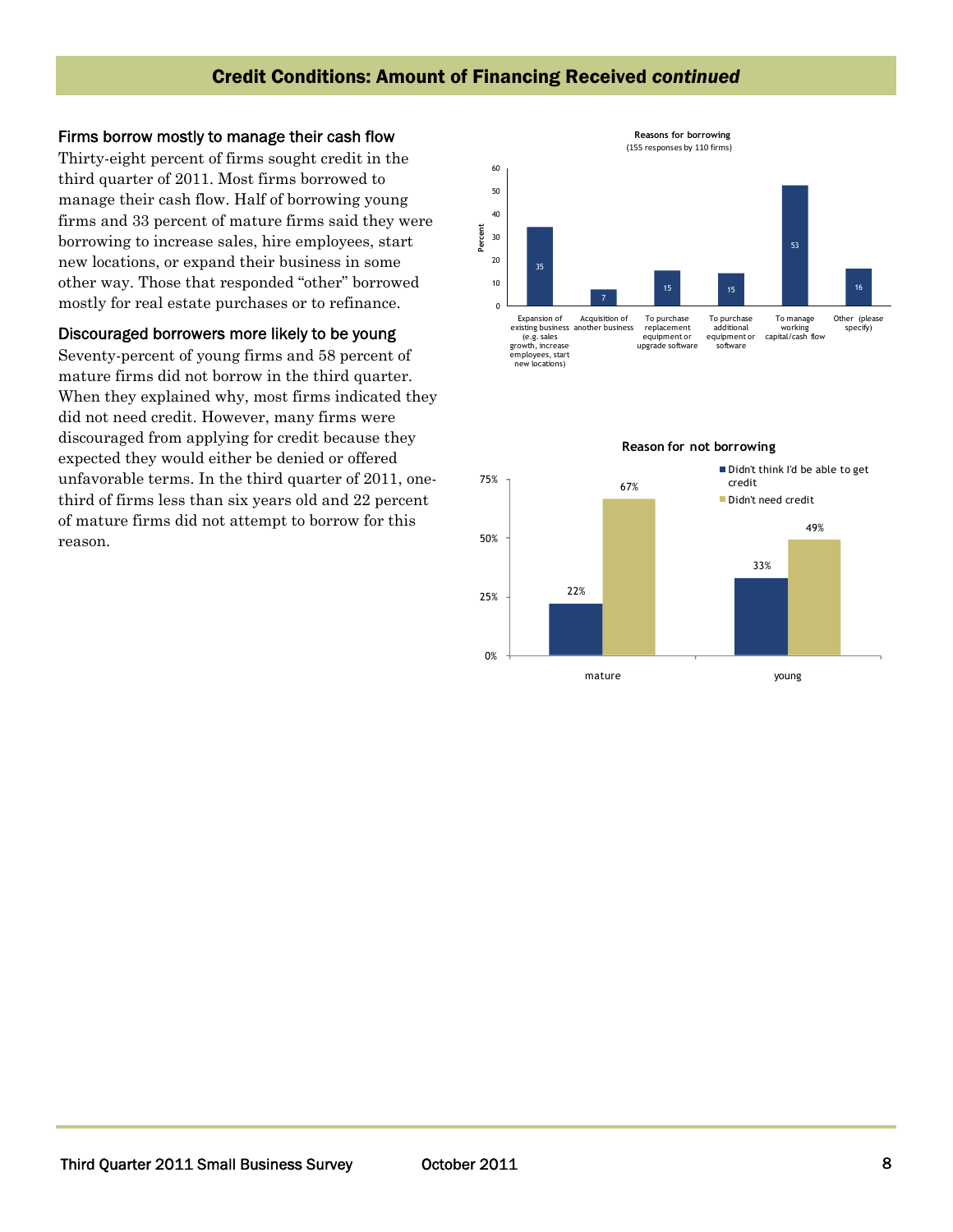## Credit Conditions: Amount of Financing Received *continued*

### Firms borrow mostly to manage their cash flow

Thirty-eight percent of firms sought credit in the third quarter of 2011. Most firms borrowed to manage their cash flow. Half of borrowing young firms and 33 percent of mature firms said they were borrowing to increase sales, hire employees, start new locations, or expand their business in some other way. Those that responded "other" borrowed mostly for real estate purchases or to refinance.

### Discouraged borrowers more likely to be young

Seventy-percent of young firms and 58 percent of mature firms did not borrow in the third quarter. When they explained why, most firms indicated they did not need credit. However, many firms were discouraged from applying for credit because they expected they would either be denied or offered unfavorable terms. In the third quarter of 2011, one-third of firms less than six years old and 22 percent of mature firms did not attempt to borrow for this reason.

Reasons for borrowing
(155 responses by 110 firms)

Percent

0
10
20
30
40
50
60

35
7
15
15
53
16

Expansion of existing business (e.g. sales growth, increase employees, start new locations)
Acquisition of another business
To purchase replacement equipment or upgrade software
To purchase additional equipment or software
To manage working capital/cash flow
Other (please specify)

Reason for not borrowing

Didn't think I'd be able to get credit
Didn't need credit

0%
25%
50%
75%

22%
67%
33%
49%

mature
young